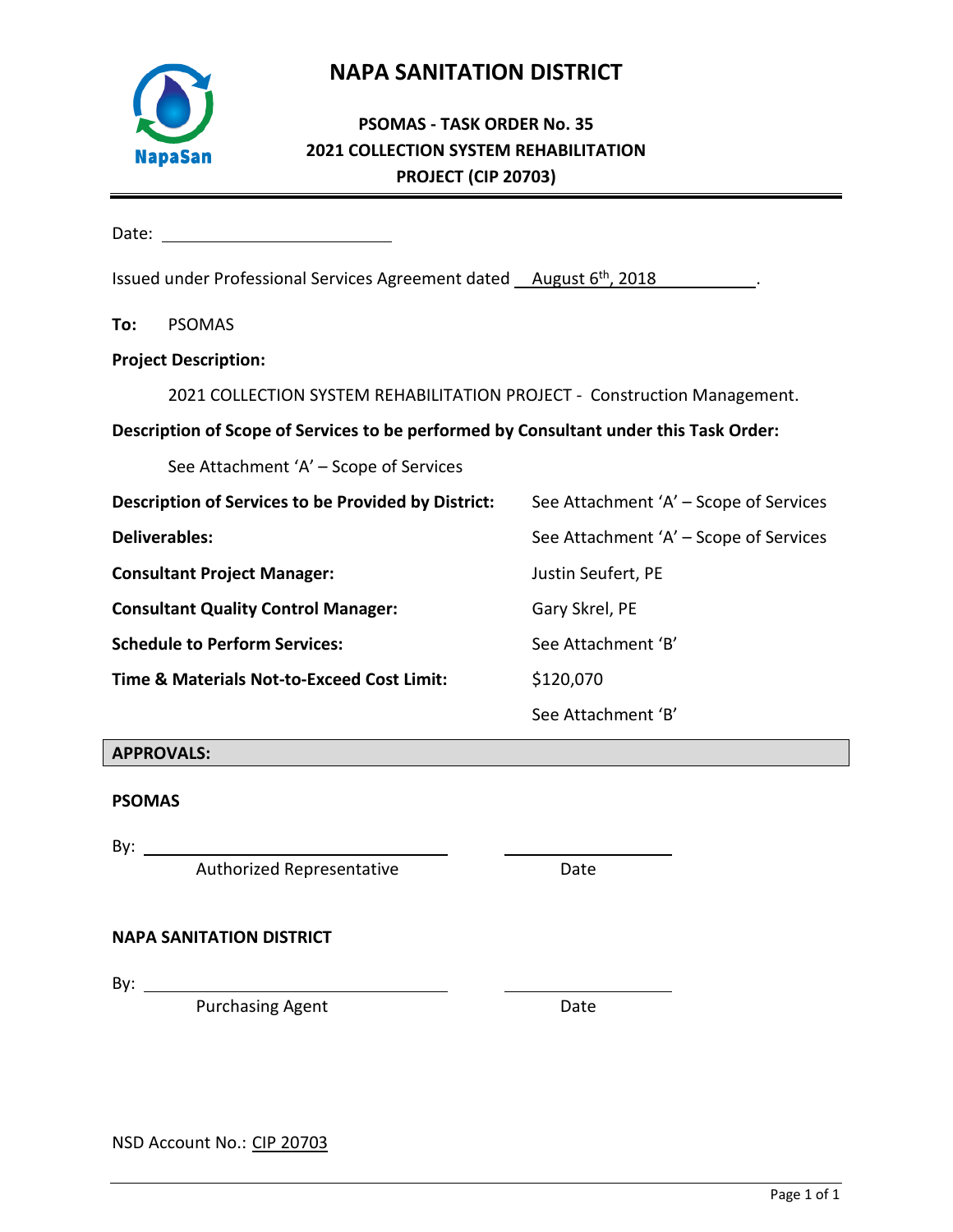# NAPA SANITATION DISTRICT

## PSOMAS - TASK ORDER No. 35
## 2021 COLLECTION SYSTEM REHABILITATION PROJECT (CIP 20703)

Date: ______________________

Issued under Professional Services Agreement dated August 6th, 2018.

**To:** PSOMAS

**Project Description:**

2021 COLLECTION SYSTEM REHABILITATION PROJECT - Construction Management.

**Description of Scope of Services to be performed by Consultant under this Task Order:**

See Attachment 'A' – Scope of Services

**Description of Services to be Provided by District:** See Attachment 'A' – Scope of Services

**Deliverables:** See Attachment 'A' – Scope of Services

**Consultant Project Manager:** Justin Seufert, PE

**Consultant Quality Control Manager:** Gary Skrel, PE

**Schedule to Perform Services:** See Attachment 'B'

**Time & Materials Not-to-Exceed Cost Limit:** $120,070

See Attachment 'B'

**APPROVALS:**

**PSOMAS**

By: ______________________________ ____________________
Authorized Representative Date

**NAPA SANITATION DISTRICT**

By: ______________________________ ____________________
Purchasing Agent Date

NSD Account No.: CIP 20703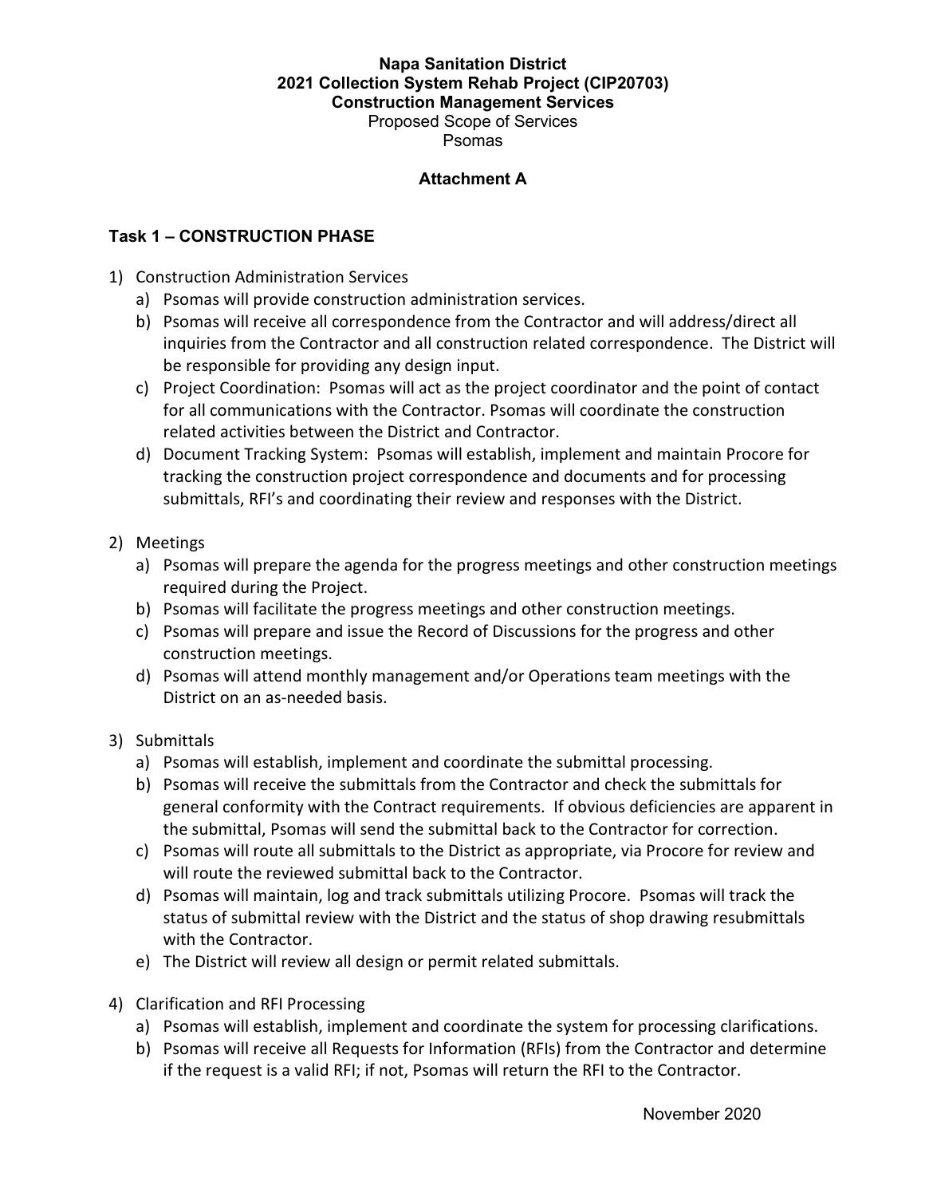**Napa Sanitation District**
**2021 Collection System Rehab Project (CIP20703)**
**Construction Management Services**
Proposed Scope of Services
Psomas

**Attachment A**

## Task 1 – CONSTRUCTION PHASE

1) Construction Administration Services
   a) Psomas will provide construction administration services.
   b) Psomas will receive all correspondence from the Contractor and will address/direct all inquiries from the Contractor and all construction related correspondence. The District will be responsible for providing any design input.
   c) Project Coordination: Psomas will act as the project coordinator and the point of contact for all communications with the Contractor. Psomas will coordinate the construction related activities between the District and Contractor.
   d) Document Tracking System: Psomas will establish, implement and maintain Procore for tracking the construction project correspondence and documents and for processing submittals, RFI's and coordinating their review and responses with the District.

2) Meetings
   a) Psomas will prepare the agenda for the progress meetings and other construction meetings required during the Project.
   b) Psomas will facilitate the progress meetings and other construction meetings.
   c) Psomas will prepare and issue the Record of Discussions for the progress and other construction meetings.
   d) Psomas will attend monthly management and/or Operations team meetings with the District on an as-needed basis.

3) Submittals
   a) Psomas will establish, implement and coordinate the submittal processing.
   b) Psomas will receive the submittals from the Contractor and check the submittals for general conformity with the Contract requirements. If obvious deficiencies are apparent in the submittal, Psomas will send the submittal back to the Contractor for correction.
   c) Psomas will route all submittals to the District as appropriate, via Procore for review and will route the reviewed submittal back to the Contractor.
   d) Psomas will maintain, log and track submittals utilizing Procore. Psomas will track the status of submittal review with the District and the status of shop drawing resubmittals with the Contractor.
   e) The District will review all design or permit related submittals.

4) Clarification and RFI Processing
   a) Psomas will establish, implement and coordinate the system for processing clarifications.
   b) Psomas will receive all Requests for Information (RFIs) from the Contractor and determine if the request is a valid RFI; if not, Psomas will return the RFI to the Contractor.

November 2020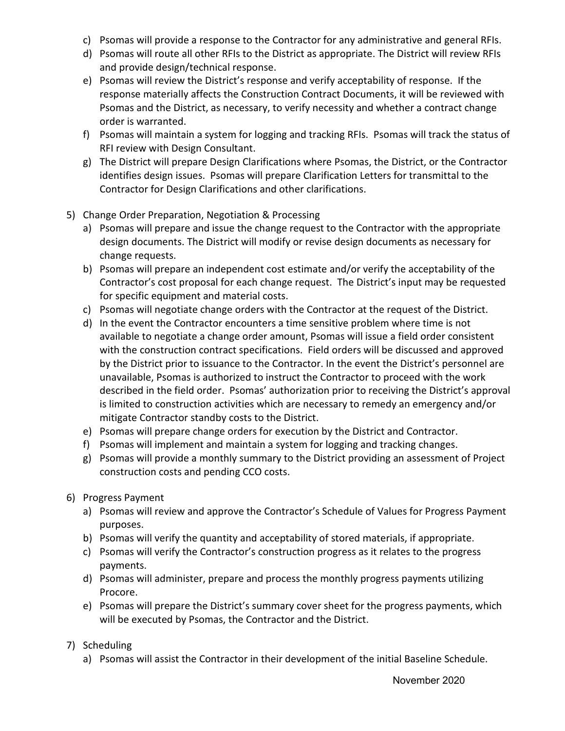c) Psomas will provide a response to the Contractor for any administrative and general RFIs.
d) Psomas will route all other RFIs to the District as appropriate. The District will review RFIs and provide design/technical response.
e) Psomas will review the District's response and verify acceptability of response. If the response materially affects the Construction Contract Documents, it will be reviewed with Psomas and the District, as necessary, to verify necessity and whether a contract change order is warranted.
f) Psomas will maintain a system for logging and tracking RFIs. Psomas will track the status of RFI review with Design Consultant.
g) The District will prepare Design Clarifications where Psomas, the District, or the Contractor identifies design issues. Psomas will prepare Clarification Letters for transmittal to the Contractor for Design Clarifications and other clarifications.

5) Change Order Preparation, Negotiation & Processing
   a) Psomas will prepare and issue the change request to the Contractor with the appropriate design documents. The District will modify or revise design documents as necessary for change requests.
   b) Psomas will prepare an independent cost estimate and/or verify the acceptability of the Contractor's cost proposal for each change request. The District's input may be requested for specific equipment and material costs.
   c) Psomas will negotiate change orders with the Contractor at the request of the District.
   d) In the event the Contractor encounters a time sensitive problem where time is not available to negotiate a change order amount, Psomas will issue a field order consistent with the construction contract specifications. Field orders will be discussed and approved by the District prior to issuance to the Contractor. In the event the District's personnel are unavailable, Psomas is authorized to instruct the Contractor to proceed with the work described in the field order. Psomas' authorization prior to receiving the District's approval is limited to construction activities which are necessary to remedy an emergency and/or mitigate Contractor standby costs to the District.
   e) Psomas will prepare change orders for execution by the District and Contractor.
   f) Psomas will implement and maintain a system for logging and tracking changes.
   g) Psomas will provide a monthly summary to the District providing an assessment of Project construction costs and pending CCO costs.

6) Progress Payment
   a) Psomas will review and approve the Contractor's Schedule of Values for Progress Payment purposes.
   b) Psomas will verify the quantity and acceptability of stored materials, if appropriate.
   c) Psomas will verify the Contractor's construction progress as it relates to the progress payments.
   d) Psomas will administer, prepare and process the monthly progress payments utilizing Procore.
   e) Psomas will prepare the District's summary cover sheet for the progress payments, which will be executed by Psomas, the Contractor and the District.

7) Scheduling
   a) Psomas will assist the Contractor in their development of the initial Baseline Schedule.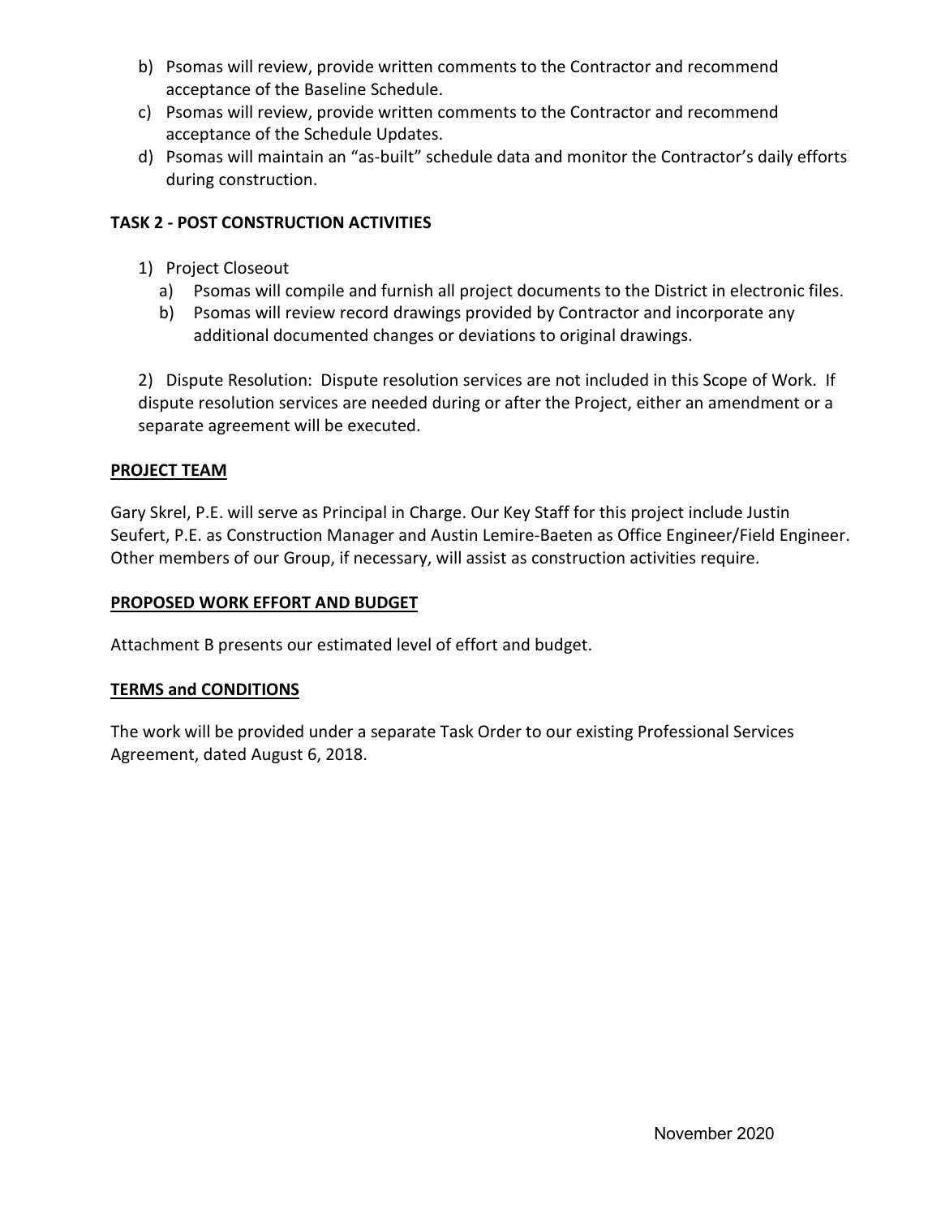b) Psomas will review, provide written comments to the Contractor and recommend acceptance of the Baseline Schedule.
c) Psomas will review, provide written comments to the Contractor and recommend acceptance of the Schedule Updates.
d) Psomas will maintain an "as-built" schedule data and monitor the Contractor's daily efforts during construction.

**TASK 2 - POST CONSTRUCTION ACTIVITIES**

1) Project Closeout
   a) Psomas will compile and furnish all project documents to the District in electronic files.
   b) Psomas will review record drawings provided by Contractor and incorporate any additional documented changes or deviations to original drawings.

2) Dispute Resolution: Dispute resolution services are not included in this Scope of Work. If dispute resolution services are needed during or after the Project, either an amendment or a separate agreement will be executed.

**PROJECT TEAM**

Gary Skrel, P.E. will serve as Principal in Charge. Our Key Staff for this project include Justin Seufert, P.E. as Construction Manager and Austin Lemire-Baeten as Office Engineer/Field Engineer. Other members of our Group, if necessary, will assist as construction activities require.

**PROPOSED WORK EFFORT AND BUDGET**

Attachment B presents our estimated level of effort and budget.

**TERMS and CONDITIONS**

The work will be provided under a separate Task Order to our existing Professional Services Agreement, dated August 6, 2018.

November 2020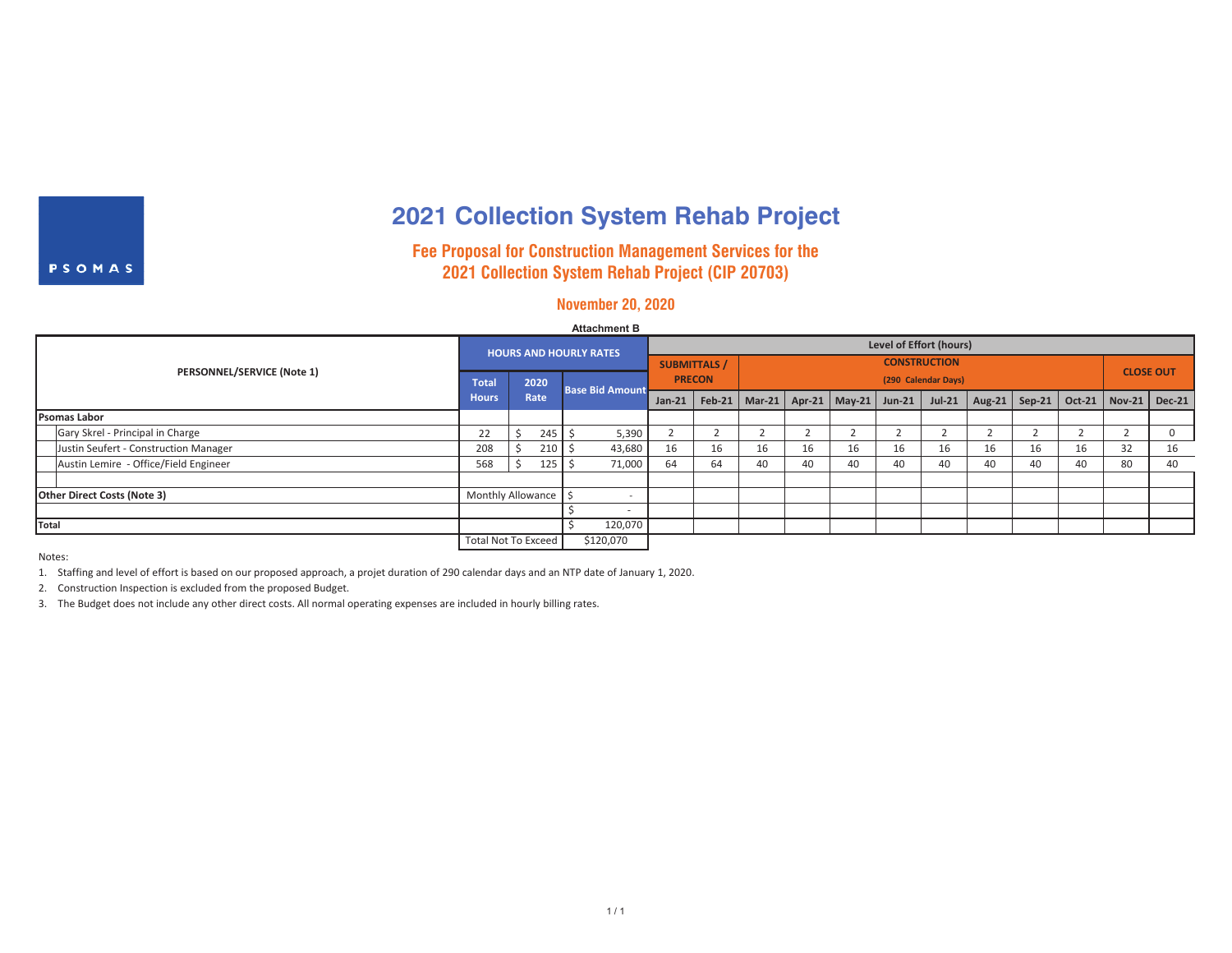PSOMAS

# 2021 Collection System Rehab Project

## Fee Proposal for Construction Management Services for the 2021 Collection System Rehab Project (CIP 20703)

### November 20, 2020

**Attachment B**

| PERSONNEL/SERVICE (Note 1) | HOURS AND HOURLY RATES | | | Level of Effort (hours) | | | | | | | | | | | |
|---|---|---|---|---|---|---|---|---|---|---|---|---|---|---|---|
| | | | | SUBMITTALS / PRECON | | CONSTRUCTION (290 Calendar Days) | | | | | | | | CLOSE OUT | |
| | Total Hours | 2020 Rate | Base Bid Amount | Jan-21 | Feb-21 | Mar-21 | Apr-21 | May-21 | Jun-21 | Jul-21 | Aug-21 | Sep-21 | Oct-21 | Nov-21 | Dec-21 |
| **Psomas Labor** | | | | | | | | | | | | | | | |
| Gary Skrel - Principal in Charge | 22 | $ 245 | $ 5,390 | 2 | 2 | 2 | 2 | 2 | 2 | 2 | 2 | 2 | 2 | 2 | 0 |
| Justin Seufert - Construction Manager | 208 | $ 210 | $ 43,680 | 16 | 16 | 16 | 16 | 16 | 16 | 16 | 16 | 16 | 16 | 32 | 16 |
| Austin Lemire - Office/Field Engineer | 568 | $ 125 | $ 71,000 | 64 | 64 | 40 | 40 | 40 | 40 | 40 | 40 | 40 | 40 | 80 | 40 |
| | | | | | | | | | | | | | | | |
| **Other Direct Costs (Note 3)** | Monthly Allowance | | $ - | | | | | | | | | | | | |
| | | | $ - | | | | | | | | | | | | |
| **Total** | | | $ 120,070 | | | | | | | | | | | | |
| | Total Not To Exceed | | $120,070 | | | | | | | | | | | | |

Notes:

1. Staffing and level of effort is based on our proposed approach, a projet duration of 290 calendar days and an NTP date of January 1, 2020.
2. Construction Inspection is excluded from the proposed Budget.
3. The Budget does not include any other direct costs. All normal operating expenses are included in hourly billing rates.